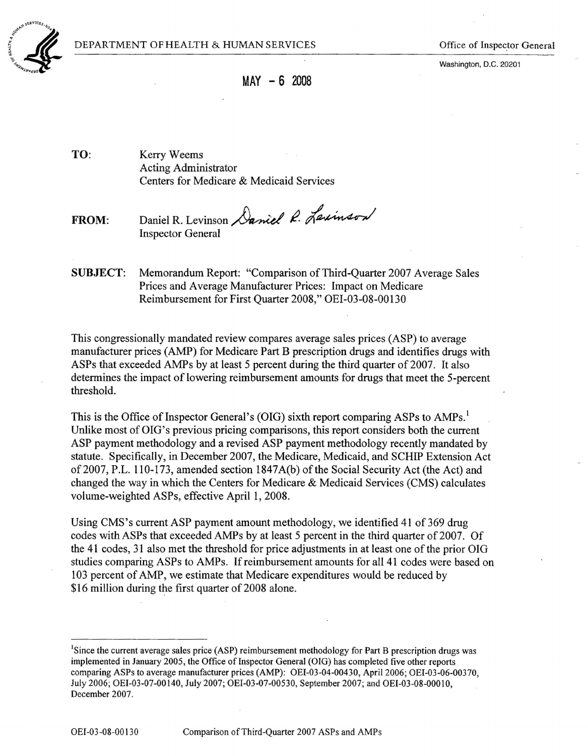DEPARTMENT OF HEALTH & HUMAN SERVICES

Office of Inspector General

Washington, D.C. 20201

MAY - 6 2008

**TO:** Kerry Weems
Acting Administrator
Centers for Medicare & Medicaid Services

**FROM:** Daniel R. Levinson
Inspector General

**SUBJECT:** Memorandum Report: "Comparison of Third-Quarter 2007 Average Sales Prices and Average Manufacturer Prices: Impact on Medicare Reimbursement for First Quarter 2008," OEI-03-08-00130

This congressionally mandated review compares average sales prices (ASP) to average manufacturer prices (AMP) for Medicare Part B prescription drugs and identifies drugs with ASPs that exceeded AMPs by at least 5 percent during the third quarter of 2007. It also determines the impact of lowering reimbursement amounts for drugs that meet the 5-percent threshold.

This is the Office of Inspector General's (OIG) sixth report comparing ASPs to AMPs.[1] Unlike most of OIG's previous pricing comparisons, this report considers both the current ASP payment methodology and a revised ASP payment methodology recently mandated by statute. Specifically, in December 2007, the Medicare, Medicaid, and SCHIP Extension Act of 2007, P.L. 110-173, amended section 1847A(b) of the Social Security Act (the Act) and changed the way in which the Centers for Medicare & Medicaid Services (CMS) calculates volume-weighted ASPs, effective April 1, 2008.

Using CMS's current ASP payment amount methodology, we identified 41 of 369 drug codes with ASPs that exceeded AMPs by at least 5 percent in the third quarter of 2007. Of the 41 codes, 31 also met the threshold for price adjustments in at least one of the prior OIG studies comparing ASPs to AMPs. If reimbursement amounts for all 41 codes were based on 103 percent of AMP, we estimate that Medicare expenditures would be reduced by $16 million during the first quarter of 2008 alone.

---

[1] Since the current average sales price (ASP) reimbursement methodology for Part B prescription drugs was implemented in January 2005, the Office of Inspector General (OIG) has completed five other reports comparing ASPs to average manufacturer prices (AMP): OEI-03-04-00430, April 2006; OEI-03-06-00370, July 2006; OEI-03-07-00140, July 2007; OEI-03-07-00530, September 2007; and OEI-03-08-00010, December 2007.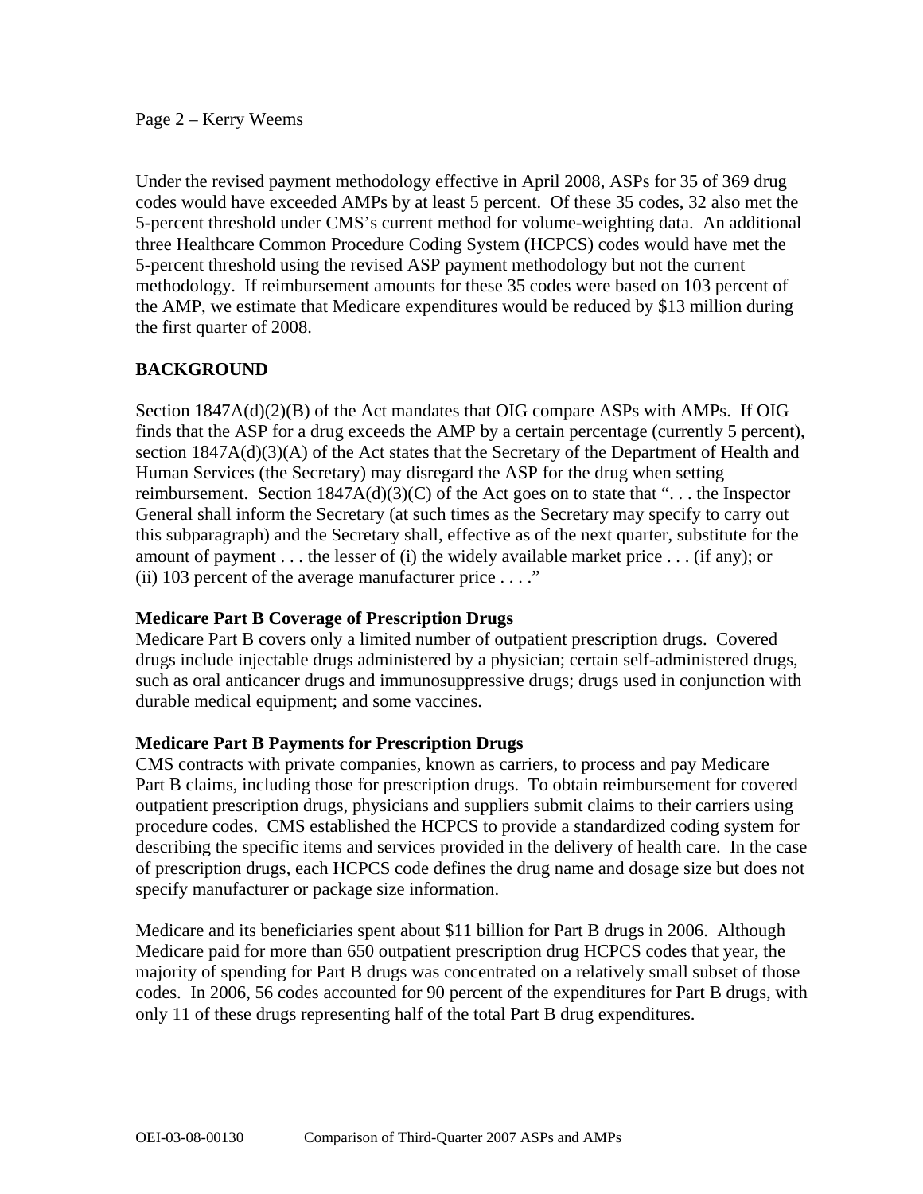Under the revised payment methodology effective in April 2008, ASPs for 35 of 369 drug codes would have exceeded AMPs by at least 5 percent. Of these 35 codes, 32 also met the 5-percent threshold under CMS's current method for volume-weighting data. An additional three Healthcare Common Procedure Coding System (HCPCS) codes would have met the 5-percent threshold using the revised ASP payment methodology but not the current methodology. If reimbursement amounts for these 35 codes were based on 103 percent of the AMP, we estimate that Medicare expenditures would be reduced by $13 million during the first quarter of 2008.

## BACKGROUND

Section 1847A(d)(2)(B) of the Act mandates that OIG compare ASPs with AMPs. If OIG finds that the ASP for a drug exceeds the AMP by a certain percentage (currently 5 percent), section 1847A(d)(3)(A) of the Act states that the Secretary of the Department of Health and Human Services (the Secretary) may disregard the ASP for the drug when setting reimbursement. Section 1847A(d)(3)(C) of the Act goes on to state that ". . . the Inspector General shall inform the Secretary (at such times as the Secretary may specify to carry out this subparagraph) and the Secretary shall, effective as of the next quarter, substitute for the amount of payment . . . the lesser of (i) the widely available market price . . . (if any); or (ii) 103 percent of the average manufacturer price . . . ."

### Medicare Part B Coverage of Prescription Drugs

Medicare Part B covers only a limited number of outpatient prescription drugs. Covered drugs include injectable drugs administered by a physician; certain self-administered drugs, such as oral anticancer drugs and immunosuppressive drugs; drugs used in conjunction with durable medical equipment; and some vaccines.

### Medicare Part B Payments for Prescription Drugs

CMS contracts with private companies, known as carriers, to process and pay Medicare Part B claims, including those for prescription drugs. To obtain reimbursement for covered outpatient prescription drugs, physicians and suppliers submit claims to their carriers using procedure codes. CMS established the HCPCS to provide a standardized coding system for describing the specific items and services provided in the delivery of health care. In the case of prescription drugs, each HCPCS code defines the drug name and dosage size but does not specify manufacturer or package size information.

Medicare and its beneficiaries spent about $11 billion for Part B drugs in 2006. Although Medicare paid for more than 650 outpatient prescription drug HCPCS codes that year, the majority of spending for Part B drugs was concentrated on a relatively small subset of those codes. In 2006, 56 codes accounted for 90 percent of the expenditures for Part B drugs, with only 11 of these drugs representing half of the total Part B drug expenditures.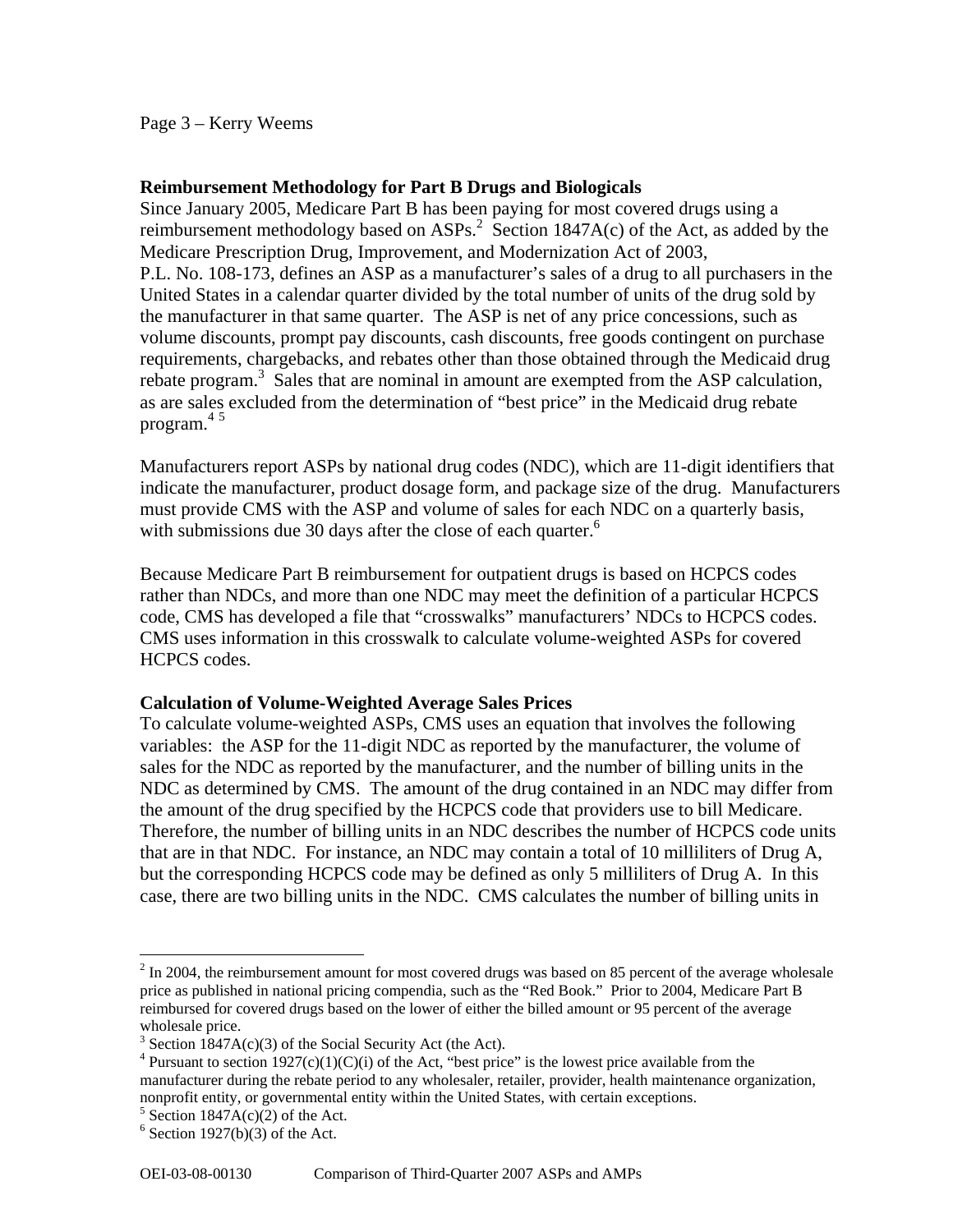## Reimbursement Methodology for Part B Drugs and Biologicals

Since January 2005, Medicare Part B has been paying for most covered drugs using a reimbursement methodology based on ASPs.[2] Section 1847A(c) of the Act, as added by the Medicare Prescription Drug, Improvement, and Modernization Act of 2003, P.L. No. 108-173, defines an ASP as a manufacturer's sales of a drug to all purchasers in the United States in a calendar quarter divided by the total number of units of the drug sold by the manufacturer in that same quarter. The ASP is net of any price concessions, such as volume discounts, prompt pay discounts, cash discounts, free goods contingent on purchase requirements, chargebacks, and rebates other than those obtained through the Medicaid drug rebate program.[3] Sales that are nominal in amount are exempted from the ASP calculation, as are sales excluded from the determination of "best price" in the Medicaid drug rebate program.[4] [5]

Manufacturers report ASPs by national drug codes (NDC), which are 11-digit identifiers that indicate the manufacturer, product dosage form, and package size of the drug. Manufacturers must provide CMS with the ASP and volume of sales for each NDC on a quarterly basis, with submissions due 30 days after the close of each quarter.[6]

Because Medicare Part B reimbursement for outpatient drugs is based on HCPCS codes rather than NDCs, and more than one NDC may meet the definition of a particular HCPCS code, CMS has developed a file that "crosswalks" manufacturers' NDCs to HCPCS codes. CMS uses information in this crosswalk to calculate volume-weighted ASPs for covered HCPCS codes.

## Calculation of Volume-Weighted Average Sales Prices

To calculate volume-weighted ASPs, CMS uses an equation that involves the following variables: the ASP for the 11-digit NDC as reported by the manufacturer, the volume of sales for the NDC as reported by the manufacturer, and the number of billing units in the NDC as determined by CMS. The amount of the drug contained in an NDC may differ from the amount of the drug specified by the HCPCS code that providers use to bill Medicare. Therefore, the number of billing units in an NDC describes the number of HCPCS code units that are in that NDC. For instance, an NDC may contain a total of 10 milliliters of Drug A, but the corresponding HCPCS code may be defined as only 5 milliliters of Drug A. In this case, there are two billing units in the NDC. CMS calculates the number of billing units in

---

[2] In 2004, the reimbursement amount for most covered drugs was based on 85 percent of the average wholesale price as published in national pricing compendia, such as the "Red Book." Prior to 2004, Medicare Part B reimbursed for covered drugs based on the lower of either the billed amount or 95 percent of the average wholesale price.

[3] Section 1847A(c)(3) of the Social Security Act (the Act).

[4] Pursuant to section 1927(c)(1)(C)(i) of the Act, "best price" is the lowest price available from the manufacturer during the rebate period to any wholesaler, retailer, provider, health maintenance organization, nonprofit entity, or governmental entity within the United States, with certain exceptions.

[5] Section 1847A(c)(2) of the Act.

[6] Section 1927(b)(3) of the Act.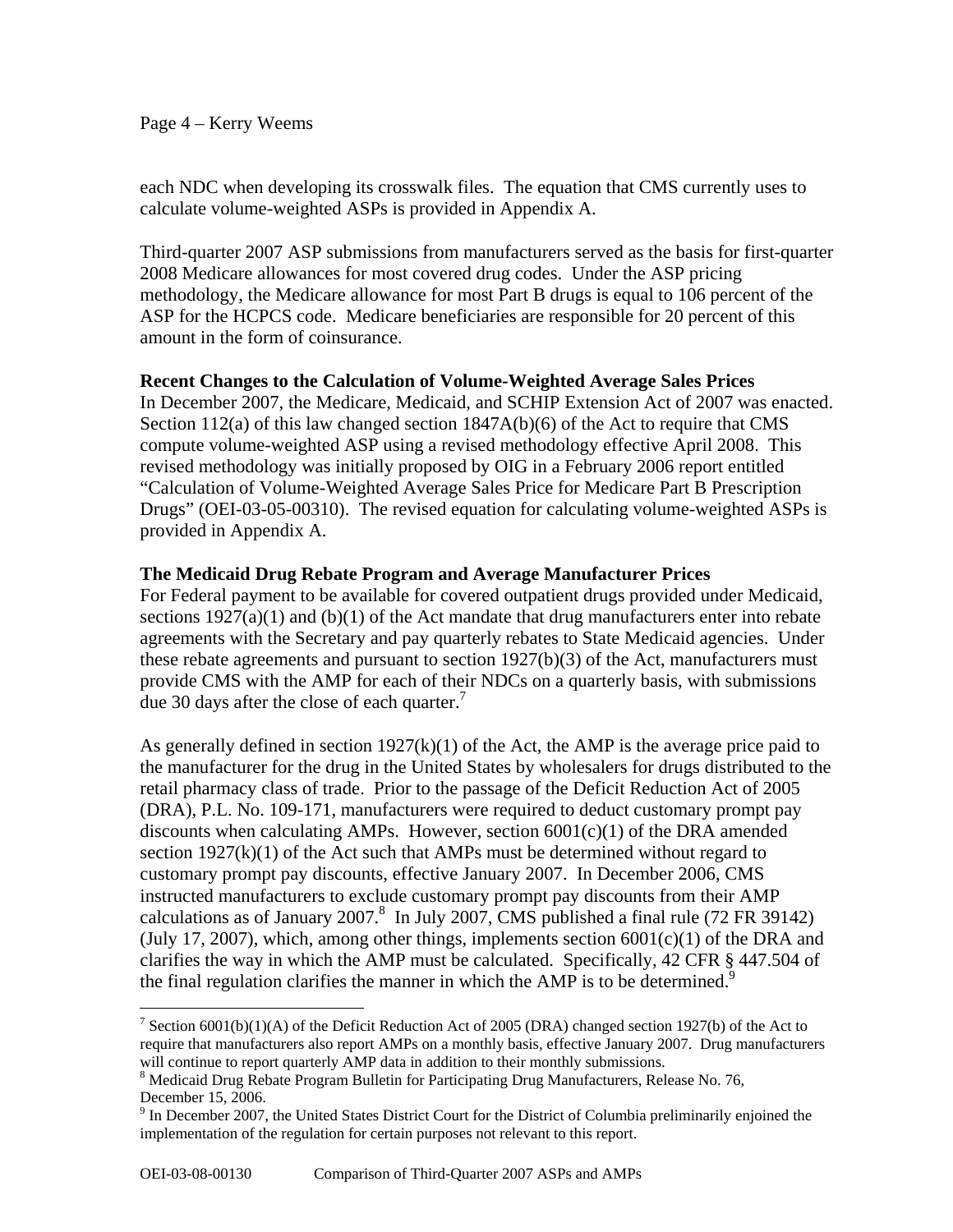each NDC when developing its crosswalk files. The equation that CMS currently uses to calculate volume-weighted ASPs is provided in Appendix A.

Third-quarter 2007 ASP submissions from manufacturers served as the basis for first-quarter 2008 Medicare allowances for most covered drug codes. Under the ASP pricing methodology, the Medicare allowance for most Part B drugs is equal to 106 percent of the ASP for the HCPCS code. Medicare beneficiaries are responsible for 20 percent of this amount in the form of coinsurance.

**Recent Changes to the Calculation of Volume-Weighted Average Sales Prices**

In December 2007, the Medicare, Medicaid, and SCHIP Extension Act of 2007 was enacted. Section 112(a) of this law changed section 1847A(b)(6) of the Act to require that CMS compute volume-weighted ASP using a revised methodology effective April 2008. This revised methodology was initially proposed by OIG in a February 2006 report entitled "Calculation of Volume-Weighted Average Sales Price for Medicare Part B Prescription Drugs" (OEI-03-05-00310). The revised equation for calculating volume-weighted ASPs is provided in Appendix A.

**The Medicaid Drug Rebate Program and Average Manufacturer Prices**

For Federal payment to be available for covered outpatient drugs provided under Medicaid, sections 1927(a)(1) and (b)(1) of the Act mandate that drug manufacturers enter into rebate agreements with the Secretary and pay quarterly rebates to State Medicaid agencies. Under these rebate agreements and pursuant to section 1927(b)(3) of the Act, manufacturers must provide CMS with the AMP for each of their NDCs on a quarterly basis, with submissions due 30 days after the close of each quarter.[7]

As generally defined in section 1927(k)(1) of the Act, the AMP is the average price paid to the manufacturer for the drug in the United States by wholesalers for drugs distributed to the retail pharmacy class of trade. Prior to the passage of the Deficit Reduction Act of 2005 (DRA), P.L. No. 109-171, manufacturers were required to deduct customary prompt pay discounts when calculating AMPs. However, section 6001(c)(1) of the DRA amended section 1927(k)(1) of the Act such that AMPs must be determined without regard to customary prompt pay discounts, effective January 2007. In December 2006, CMS instructed manufacturers to exclude customary prompt pay discounts from their AMP calculations as of January 2007.[8] In July 2007, CMS published a final rule (72 FR 39142) (July 17, 2007), which, among other things, implements section 6001(c)(1) of the DRA and clarifies the way in which the AMP must be calculated. Specifically, 42 CFR § 447.504 of the final regulation clarifies the manner in which the AMP is to be determined.[9]

---

[7] Section 6001(b)(1)(A) of the Deficit Reduction Act of 2005 (DRA) changed section 1927(b) of the Act to require that manufacturers also report AMPs on a monthly basis, effective January 2007. Drug manufacturers will continue to report quarterly AMP data in addition to their monthly submissions.

[8] Medicaid Drug Rebate Program Bulletin for Participating Drug Manufacturers, Release No. 76, December 15, 2006.

[9] In December 2007, the United States District Court for the District of Columbia preliminarily enjoined the implementation of the regulation for certain purposes not relevant to this report.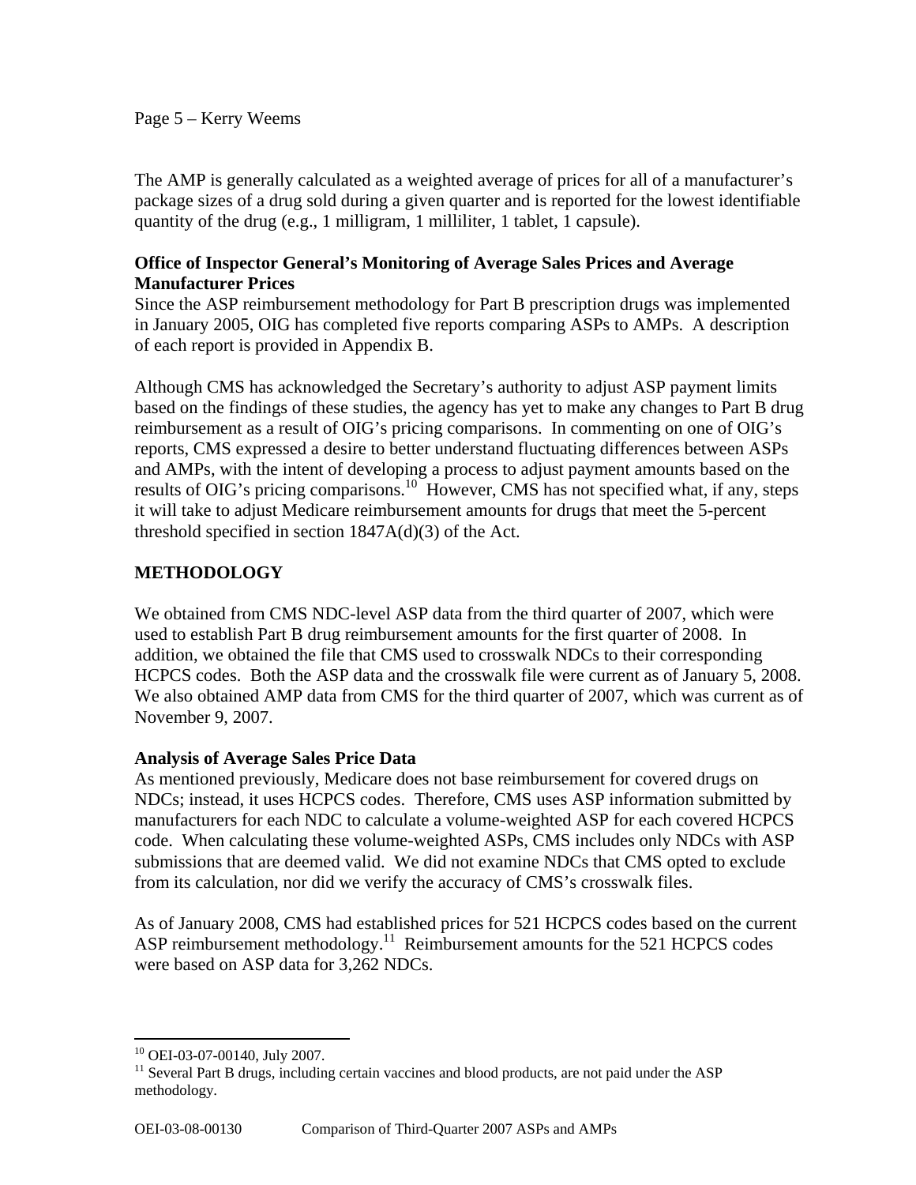The AMP is generally calculated as a weighted average of prices for all of a manufacturer's package sizes of a drug sold during a given quarter and is reported for the lowest identifiable quantity of the drug (e.g., 1 milligram, 1 milliliter, 1 tablet, 1 capsule).

**Office of Inspector General's Monitoring of Average Sales Prices and Average Manufacturer Prices**

Since the ASP reimbursement methodology for Part B prescription drugs was implemented in January 2005, OIG has completed five reports comparing ASPs to AMPs. A description of each report is provided in Appendix B.

Although CMS has acknowledged the Secretary's authority to adjust ASP payment limits based on the findings of these studies, the agency has yet to make any changes to Part B drug reimbursement as a result of OIG's pricing comparisons. In commenting on one of OIG's reports, CMS expressed a desire to better understand fluctuating differences between ASPs and AMPs, with the intent of developing a process to adjust payment amounts based on the results of OIG's pricing comparisons.[10] However, CMS has not specified what, if any, steps it will take to adjust Medicare reimbursement amounts for drugs that meet the 5-percent threshold specified in section 1847A(d)(3) of the Act.

## METHODOLOGY

We obtained from CMS NDC-level ASP data from the third quarter of 2007, which were used to establish Part B drug reimbursement amounts for the first quarter of 2008. In addition, we obtained the file that CMS used to crosswalk NDCs to their corresponding HCPCS codes. Both the ASP data and the crosswalk file were current as of January 5, 2008. We also obtained AMP data from CMS for the third quarter of 2007, which was current as of November 9, 2007.

**Analysis of Average Sales Price Data**

As mentioned previously, Medicare does not base reimbursement for covered drugs on NDCs; instead, it uses HCPCS codes. Therefore, CMS uses ASP information submitted by manufacturers for each NDC to calculate a volume-weighted ASP for each covered HCPCS code. When calculating these volume-weighted ASPs, CMS includes only NDCs with ASP submissions that are deemed valid. We did not examine NDCs that CMS opted to exclude from its calculation, nor did we verify the accuracy of CMS's crosswalk files.

As of January 2008, CMS had established prices for 521 HCPCS codes based on the current ASP reimbursement methodology.[11] Reimbursement amounts for the 521 HCPCS codes were based on ASP data for 3,262 NDCs.

---

[10] OEI-03-07-00140, July 2007.

[11] Several Part B drugs, including certain vaccines and blood products, are not paid under the ASP methodology.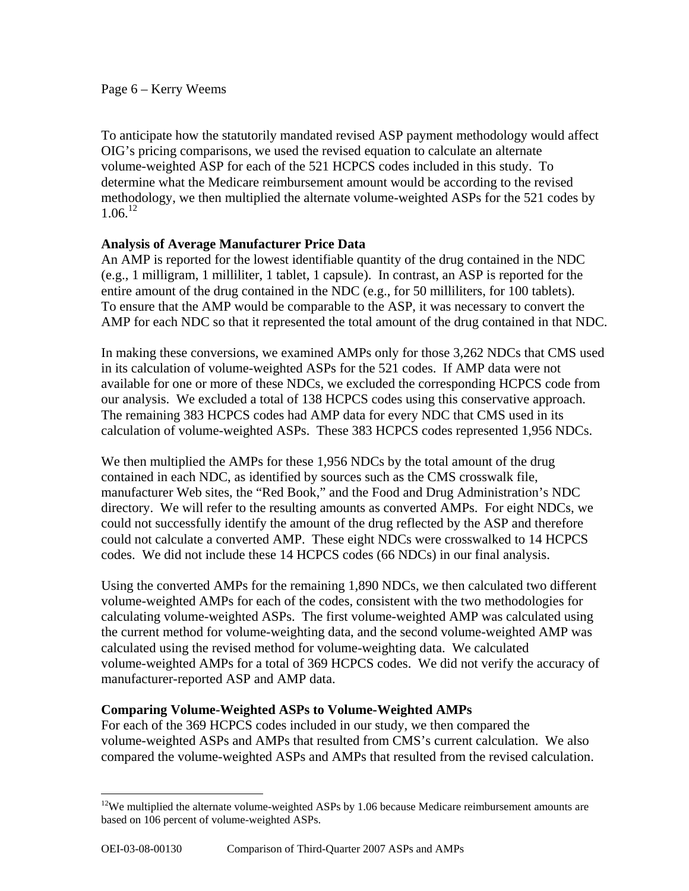To anticipate how the statutorily mandated revised ASP payment methodology would affect OIG's pricing comparisons, we used the revised equation to calculate an alternate volume-weighted ASP for each of the 521 HCPCS codes included in this study. To determine what the Medicare reimbursement amount would be according to the revised methodology, we then multiplied the alternate volume-weighted ASPs for the 521 codes by 1.06.[12]

**Analysis of Average Manufacturer Price Data**

An AMP is reported for the lowest identifiable quantity of the drug contained in the NDC (e.g., 1 milligram, 1 milliliter, 1 tablet, 1 capsule). In contrast, an ASP is reported for the entire amount of the drug contained in the NDC (e.g., for 50 milliliters, for 100 tablets). To ensure that the AMP would be comparable to the ASP, it was necessary to convert the AMP for each NDC so that it represented the total amount of the drug contained in that NDC.

In making these conversions, we examined AMPs only for those 3,262 NDCs that CMS used in its calculation of volume-weighted ASPs for the 521 codes. If AMP data were not available for one or more of these NDCs, we excluded the corresponding HCPCS code from our analysis. We excluded a total of 138 HCPCS codes using this conservative approach. The remaining 383 HCPCS codes had AMP data for every NDC that CMS used in its calculation of volume-weighted ASPs. These 383 HCPCS codes represented 1,956 NDCs.

We then multiplied the AMPs for these 1,956 NDCs by the total amount of the drug contained in each NDC, as identified by sources such as the CMS crosswalk file, manufacturer Web sites, the "Red Book," and the Food and Drug Administration's NDC directory. We will refer to the resulting amounts as converted AMPs. For eight NDCs, we could not successfully identify the amount of the drug reflected by the ASP and therefore could not calculate a converted AMP. These eight NDCs were crosswalked to 14 HCPCS codes. We did not include these 14 HCPCS codes (66 NDCs) in our final analysis.

Using the converted AMPs for the remaining 1,890 NDCs, we then calculated two different volume-weighted AMPs for each of the codes, consistent with the two methodologies for calculating volume-weighted ASPs. The first volume-weighted AMP was calculated using the current method for volume-weighting data, and the second volume-weighted AMP was calculated using the revised method for volume-weighting data. We calculated volume-weighted AMPs for a total of 369 HCPCS codes. We did not verify the accuracy of manufacturer-reported ASP and AMP data.

**Comparing Volume-Weighted ASPs to Volume-Weighted AMPs**

For each of the 369 HCPCS codes included in our study, we then compared the volume-weighted ASPs and AMPs that resulted from CMS's current calculation. We also compared the volume-weighted ASPs and AMPs that resulted from the revised calculation.

---

[12] We multiplied the alternate volume-weighted ASPs by 1.06 because Medicare reimbursement amounts are based on 106 percent of volume-weighted ASPs.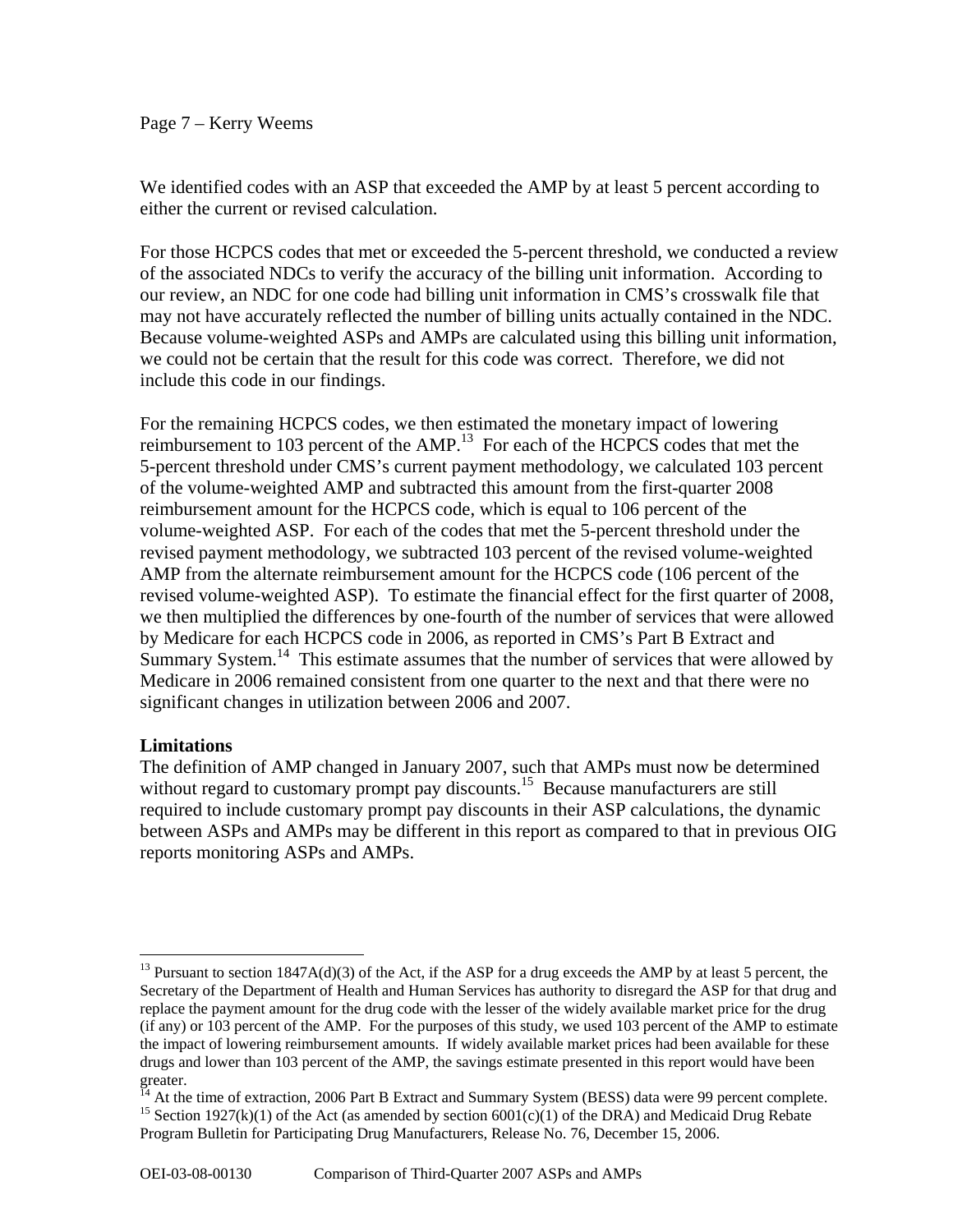We identified codes with an ASP that exceeded the AMP by at least 5 percent according to either the current or revised calculation.

For those HCPCS codes that met or exceeded the 5-percent threshold, we conducted a review of the associated NDCs to verify the accuracy of the billing unit information. According to our review, an NDC for one code had billing unit information in CMS's crosswalk file that may not have accurately reflected the number of billing units actually contained in the NDC. Because volume-weighted ASPs and AMPs are calculated using this billing unit information, we could not be certain that the result for this code was correct. Therefore, we did not include this code in our findings.

For the remaining HCPCS codes, we then estimated the monetary impact of lowering reimbursement to 103 percent of the AMP.[13] For each of the HCPCS codes that met the 5-percent threshold under CMS's current payment methodology, we calculated 103 percent of the volume-weighted AMP and subtracted this amount from the first-quarter 2008 reimbursement amount for the HCPCS code, which is equal to 106 percent of the volume-weighted ASP. For each of the codes that met the 5-percent threshold under the revised payment methodology, we subtracted 103 percent of the revised volume-weighted AMP from the alternate reimbursement amount for the HCPCS code (106 percent of the revised volume-weighted ASP). To estimate the financial effect for the first quarter of 2008, we then multiplied the differences by one-fourth of the number of services that were allowed by Medicare for each HCPCS code in 2006, as reported in CMS's Part B Extract and Summary System.[14] This estimate assumes that the number of services that were allowed by Medicare in 2006 remained consistent from one quarter to the next and that there were no significant changes in utilization between 2006 and 2007.

**Limitations**

The definition of AMP changed in January 2007, such that AMPs must now be determined without regard to customary prompt pay discounts.[15] Because manufacturers are still required to include customary prompt pay discounts in their ASP calculations, the dynamic between ASPs and AMPs may be different in this report as compared to that in previous OIG reports monitoring ASPs and AMPs.

---

[13] Pursuant to section 1847A(d)(3) of the Act, if the ASP for a drug exceeds the AMP by at least 5 percent, the Secretary of the Department of Health and Human Services has authority to disregard the ASP for that drug and replace the payment amount for the drug code with the lesser of the widely available market price for the drug (if any) or 103 percent of the AMP. For the purposes of this study, we used 103 percent of the AMP to estimate the impact of lowering reimbursement amounts. If widely available market prices had been available for these drugs and lower than 103 percent of the AMP, the savings estimate presented in this report would have been greater.

[14] At the time of extraction, 2006 Part B Extract and Summary System (BESS) data were 99 percent complete.

[15] Section 1927(k)(1) of the Act (as amended by section 6001(c)(1) of the DRA) and Medicaid Drug Rebate Program Bulletin for Participating Drug Manufacturers, Release No. 76, December 15, 2006.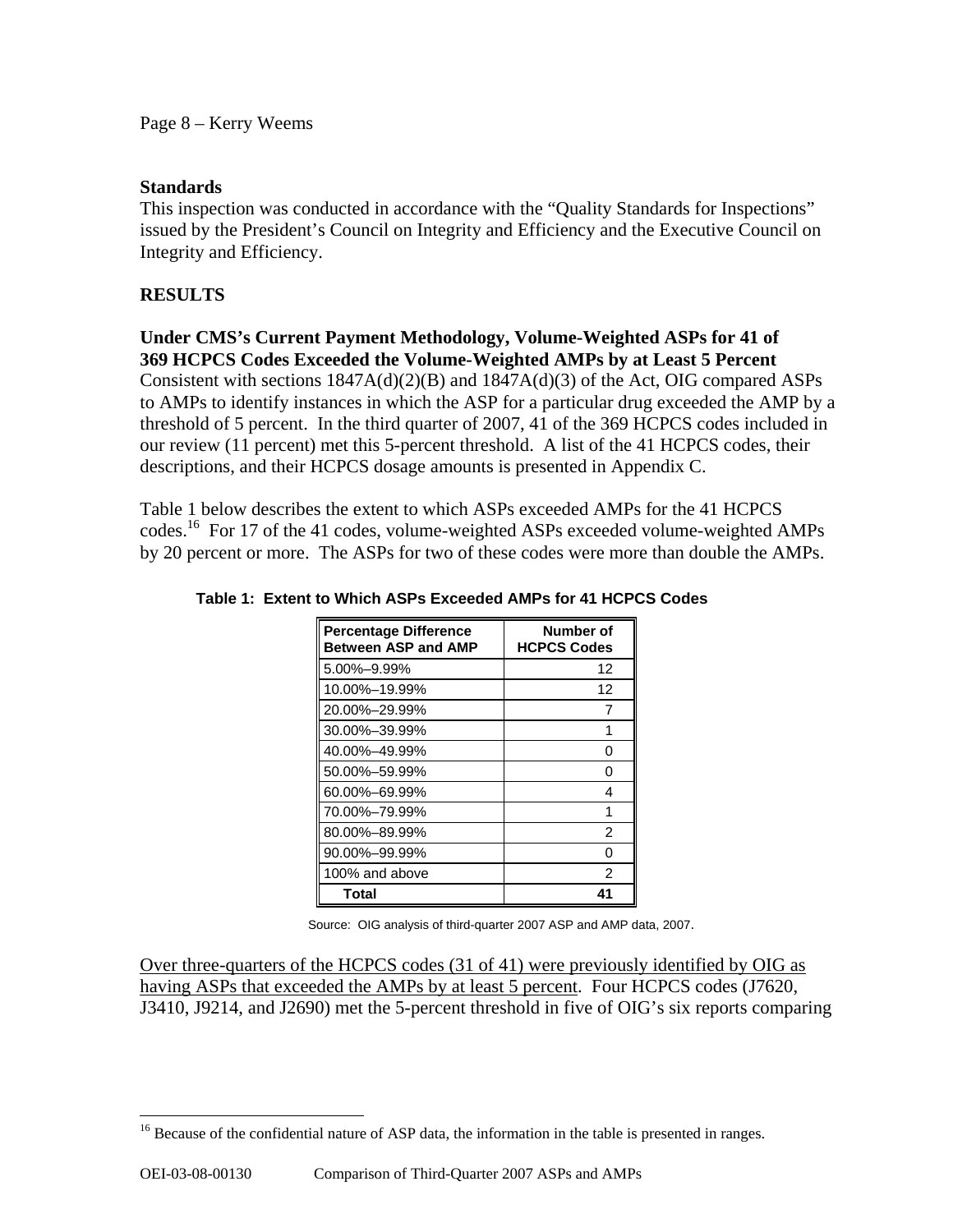### Standards

This inspection was conducted in accordance with the "Quality Standards for Inspections" issued by the President's Council on Integrity and Efficiency and the Executive Council on Integrity and Efficiency.

## RESULTS

**Under CMS's Current Payment Methodology, Volume-Weighted ASPs for 41 of 369 HCPCS Codes Exceeded the Volume-Weighted AMPs by at Least 5 Percent**

Consistent with sections 1847A(d)(2)(B) and 1847A(d)(3) of the Act, OIG compared ASPs to AMPs to identify instances in which the ASP for a particular drug exceeded the AMP by a threshold of 5 percent. In the third quarter of 2007, 41 of the 369 HCPCS codes included in our review (11 percent) met this 5-percent threshold. A list of the 41 HCPCS codes, their descriptions, and their HCPCS dosage amounts is presented in Appendix C.

Table 1 below describes the extent to which ASPs exceeded AMPs for the 41 HCPCS codes.[16] For 17 of the 41 codes, volume-weighted ASPs exceeded volume-weighted AMPs by 20 percent or more. The ASPs for two of these codes were more than double the AMPs.

**Table 1: Extent to Which ASPs Exceeded AMPs for 41 HCPCS Codes**

| Percentage Difference Between ASP and AMP | Number of HCPCS Codes |
|---|---|
| 5.00%–9.99% | 12 |
| 10.00%–19.99% | 12 |
| 20.00%–29.99% | 7 |
| 30.00%–39.99% | 1 |
| 40.00%–49.99% | 0 |
| 50.00%–59.99% | 0 |
| 60.00%–69.99% | 4 |
| 70.00%–79.99% | 1 |
| 80.00%–89.99% | 2 |
| 90.00%–99.99% | 0 |
| 100% and above | 2 |
| **Total** | **41** |

Source: OIG analysis of third-quarter 2007 ASP and AMP data, 2007.

Over three-quarters of the HCPCS codes (31 of 41) were previously identified by OIG as having ASPs that exceeded the AMPs by at least 5 percent. Four HCPCS codes (J7620, J3410, J9214, and J2690) met the 5-percent threshold in five of OIG's six reports comparing

[16] Because of the confidential nature of ASP data, the information in the table is presented in ranges.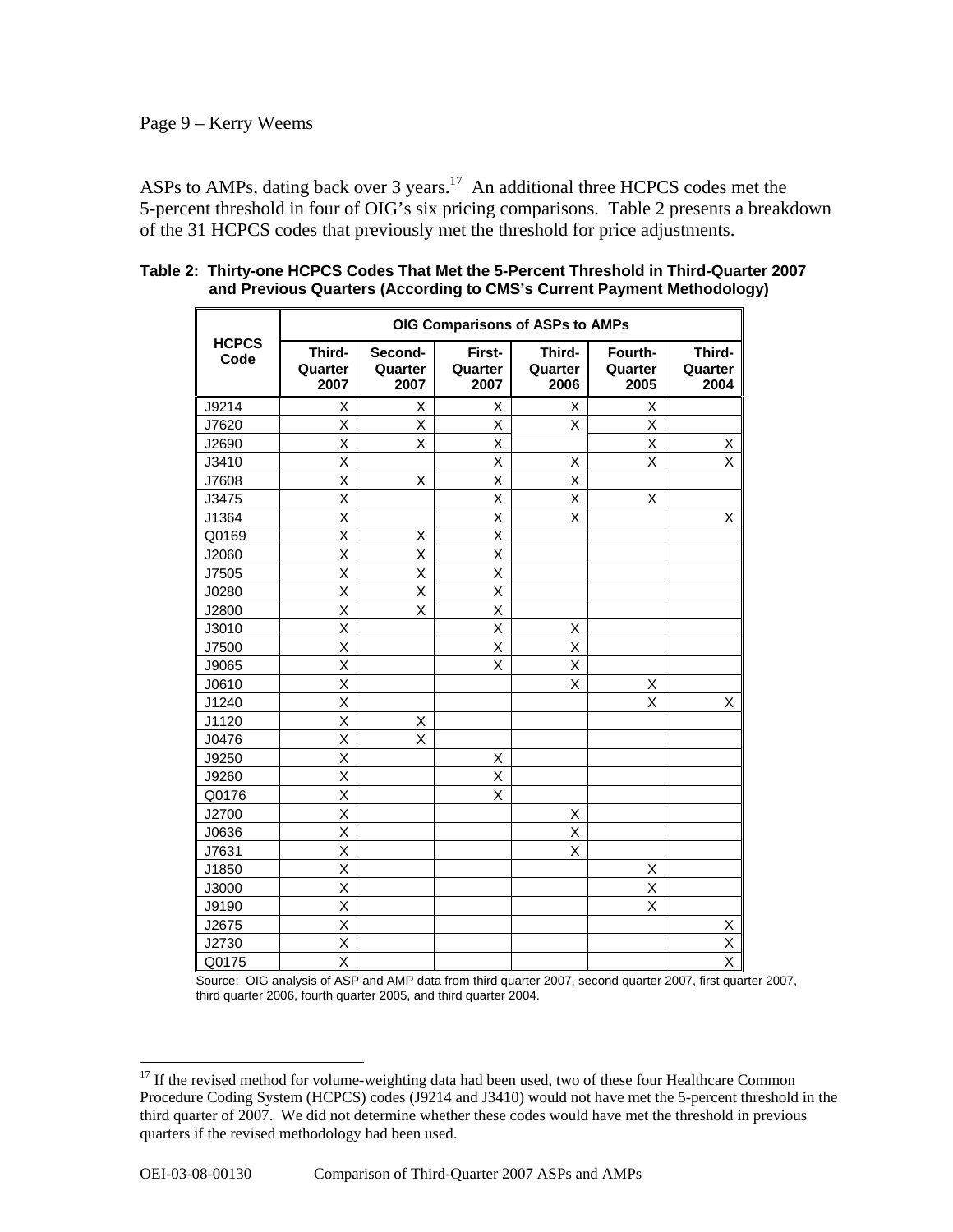ASPs to AMPs, dating back over 3 years.[17] An additional three HCPCS codes met the 5-percent threshold in four of OIG's six pricing comparisons. Table 2 presents a breakdown of the 31 HCPCS codes that previously met the threshold for price adjustments.

**Table 2: Thirty-one HCPCS Codes That Met the 5-Percent Threshold in Third-Quarter 2007 and Previous Quarters (According to CMS's Current Payment Methodology)**

| HCPCS Code | OIG Comparisons of ASPs to AMPs | | | | | |
|---|---|---|---|---|---|---|
| | Third-Quarter 2007 | Second-Quarter 2007 | First-Quarter 2007 | Third-Quarter 2006 | Fourth-Quarter 2005 | Third-Quarter 2004 |
| J9214 | X | X | X | X | X | |
| J7620 | X | X | X | X | X | |
| J2690 | X | X | X | | X | X |
| J3410 | X | | X | X | X | X |
| J7608 | X | X | X | X | | |
| J3475 | X | | X | X | X | |
| J1364 | X | | X | X | | X |
| Q0169 | X | X | X | | | |
| J2060 | X | X | X | | | |
| J7505 | X | X | X | | | |
| J0280 | X | X | X | | | |
| J2800 | X | X | X | | | |
| J3010 | X | | X | X | | |
| J7500 | X | | X | X | | |
| J9065 | X | | X | X | | |
| J0610 | X | | | X | X | |
| J1240 | X | | | | X | X |
| J1120 | X | X | | | | |
| J0476 | X | X | | | | |
| J9250 | X | | X | | | |
| J9260 | X | | X | | | |
| Q0176 | X | | X | | | |
| J2700 | X | | | X | | |
| J0636 | X | | | X | | |
| J7631 | X | | | X | | |
| J1850 | X | | | | X | |
| J3000 | X | | | | X | |
| J9190 | X | | | | X | |
| J2675 | X | | | | | X |
| J2730 | X | | | | | X |
| Q0175 | X | | | | | X |

Source: OIG analysis of ASP and AMP data from third quarter 2007, second quarter 2007, first quarter 2007, third quarter 2006, fourth quarter 2005, and third quarter 2004.

[17] If the revised method for volume-weighting data had been used, two of these four Healthcare Common Procedure Coding System (HCPCS) codes (J9214 and J3410) would not have met the 5-percent threshold in the third quarter of 2007. We did not determine whether these codes would have met the threshold in previous quarters if the revised methodology had been used.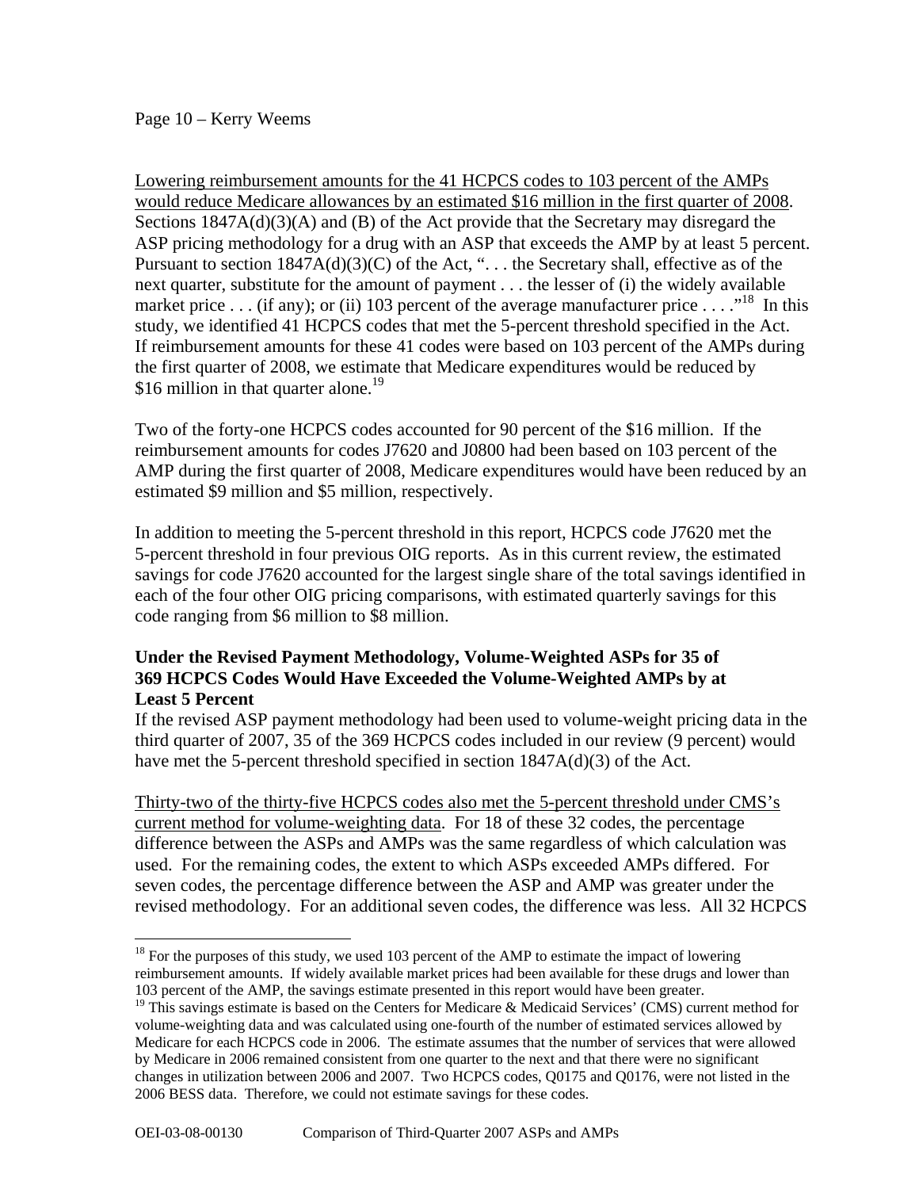Lowering reimbursement amounts for the 41 HCPCS codes to 103 percent of the AMPs would reduce Medicare allowances by an estimated $16 million in the first quarter of 2008. Sections 1847A(d)(3)(A) and (B) of the Act provide that the Secretary may disregard the ASP pricing methodology for a drug with an ASP that exceeds the AMP by at least 5 percent. Pursuant to section 1847A(d)(3)(C) of the Act, ". . . the Secretary shall, effective as of the next quarter, substitute for the amount of payment . . . the lesser of (i) the widely available market price . . . (if any); or (ii) 103 percent of the average manufacturer price . . . ."[18] In this study, we identified 41 HCPCS codes that met the 5-percent threshold specified in the Act. If reimbursement amounts for these 41 codes were based on 103 percent of the AMPs during the first quarter of 2008, we estimate that Medicare expenditures would be reduced by $16 million in that quarter alone.[19]

Two of the forty-one HCPCS codes accounted for 90 percent of the $16 million. If the reimbursement amounts for codes J7620 and J0800 had been based on 103 percent of the AMP during the first quarter of 2008, Medicare expenditures would have been reduced by an estimated $9 million and $5 million, respectively.

In addition to meeting the 5-percent threshold in this report, HCPCS code J7620 met the 5-percent threshold in four previous OIG reports. As in this current review, the estimated savings for code J7620 accounted for the largest single share of the total savings identified in each of the four other OIG pricing comparisons, with estimated quarterly savings for this code ranging from $6 million to $8 million.

**Under the Revised Payment Methodology, Volume-Weighted ASPs for 35 of 369 HCPCS Codes Would Have Exceeded the Volume-Weighted AMPs by at Least 5 Percent**

If the revised ASP payment methodology had been used to volume-weight pricing data in the third quarter of 2007, 35 of the 369 HCPCS codes included in our review (9 percent) would have met the 5-percent threshold specified in section 1847A(d)(3) of the Act.

Thirty-two of the thirty-five HCPCS codes also met the 5-percent threshold under CMS's current method for volume-weighting data. For 18 of these 32 codes, the percentage difference between the ASPs and AMPs was the same regardless of which calculation was used. For the remaining codes, the extent to which ASPs exceeded AMPs differed. For seven codes, the percentage difference between the ASP and AMP was greater under the revised methodology. For an additional seven codes, the difference was less. All 32 HCPCS

---

[18] For the purposes of this study, we used 103 percent of the AMP to estimate the impact of lowering reimbursement amounts. If widely available market prices had been available for these drugs and lower than 103 percent of the AMP, the savings estimate presented in this report would have been greater.

[19] This savings estimate is based on the Centers for Medicare & Medicaid Services' (CMS) current method for volume-weighting data and was calculated using one-fourth of the number of estimated services allowed by Medicare for each HCPCS code in 2006. The estimate assumes that the number of services that were allowed by Medicare in 2006 remained consistent from one quarter to the next and that there were no significant changes in utilization between 2006 and 2007. Two HCPCS codes, Q0175 and Q0176, were not listed in the 2006 BESS data. Therefore, we could not estimate savings for these codes.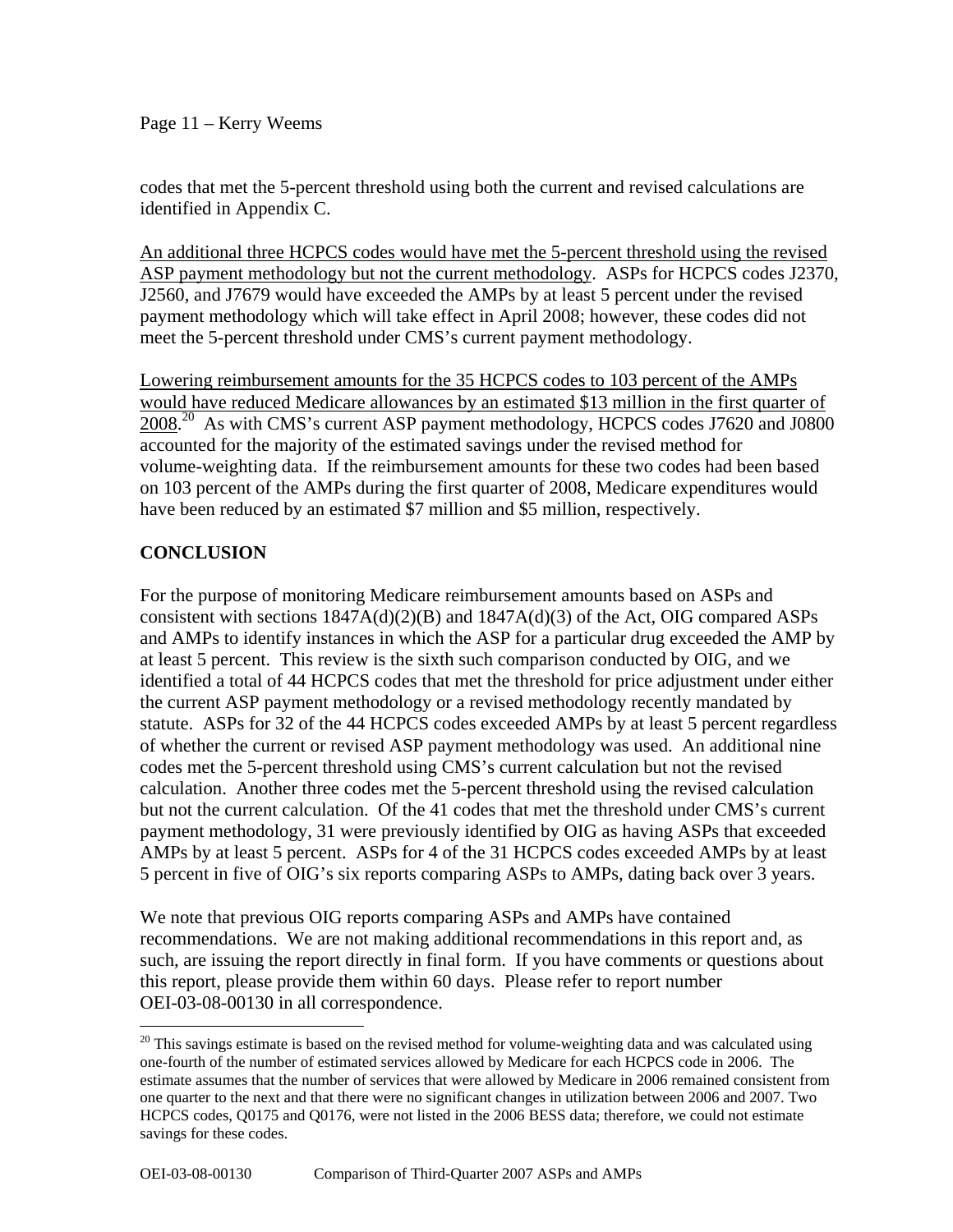codes that met the 5-percent threshold using both the current and revised calculations are identified in Appendix C.

An additional three HCPCS codes would have met the 5-percent threshold using the revised ASP payment methodology but not the current methodology. ASPs for HCPCS codes J2370, J2560, and J7679 would have exceeded the AMPs by at least 5 percent under the revised payment methodology which will take effect in April 2008; however, these codes did not meet the 5-percent threshold under CMS's current payment methodology.

Lowering reimbursement amounts for the 35 HCPCS codes to 103 percent of the AMPs would have reduced Medicare allowances by an estimated $13 million in the first quarter of 2008.[20] As with CMS's current ASP payment methodology, HCPCS codes J7620 and J0800 accounted for the majority of the estimated savings under the revised method for volume-weighting data. If the reimbursement amounts for these two codes had been based on 103 percent of the AMPs during the first quarter of 2008, Medicare expenditures would have been reduced by an estimated $7 million and $5 million, respectively.

**CONCLUSION**

For the purpose of monitoring Medicare reimbursement amounts based on ASPs and consistent with sections 1847A(d)(2)(B) and 1847A(d)(3) of the Act, OIG compared ASPs and AMPs to identify instances in which the ASP for a particular drug exceeded the AMP by at least 5 percent. This review is the sixth such comparison conducted by OIG, and we identified a total of 44 HCPCS codes that met the threshold for price adjustment under either the current ASP payment methodology or a revised methodology recently mandated by statute. ASPs for 32 of the 44 HCPCS codes exceeded AMPs by at least 5 percent regardless of whether the current or revised ASP payment methodology was used. An additional nine codes met the 5-percent threshold using CMS's current calculation but not the revised calculation. Another three codes met the 5-percent threshold using the revised calculation but not the current calculation. Of the 41 codes that met the threshold under CMS's current payment methodology, 31 were previously identified by OIG as having ASPs that exceeded AMPs by at least 5 percent. ASPs for 4 of the 31 HCPCS codes exceeded AMPs by at least 5 percent in five of OIG's six reports comparing ASPs to AMPs, dating back over 3 years.

We note that previous OIG reports comparing ASPs and AMPs have contained recommendations. We are not making additional recommendations in this report and, as such, are issuing the report directly in final form. If you have comments or questions about this report, please provide them within 60 days. Please refer to report number OEI-03-08-00130 in all correspondence.

---

[20] This savings estimate is based on the revised method for volume-weighting data and was calculated using one-fourth of the number of estimated services allowed by Medicare for each HCPCS code in 2006. The estimate assumes that the number of services that were allowed by Medicare in 2006 remained consistent from one quarter to the next and that there were no significant changes in utilization between 2006 and 2007. Two HCPCS codes, Q0175 and Q0176, were not listed in the 2006 BESS data; therefore, we could not estimate savings for these codes.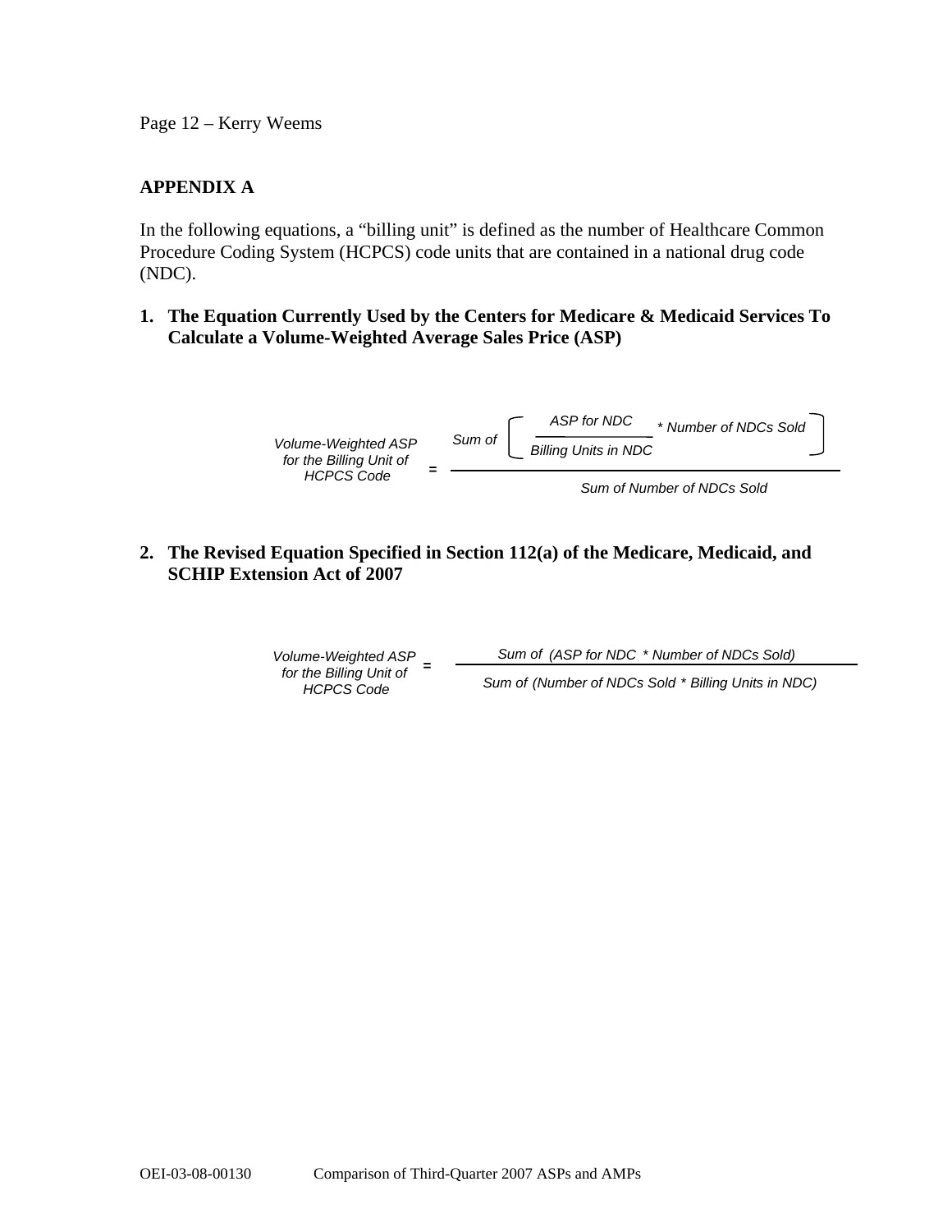## APPENDIX A

In the following equations, a "billing unit" is defined as the number of Healthcare Common Procedure Coding System (HCPCS) code units that are contained in a national drug code (NDC).

**1. The Equation Currently Used by the Centers for Medicare & Medicaid Services To Calculate a Volume-Weighted Average Sales Price (ASP)**

$$\text{Volume-Weighted ASP for the Billing Unit of HCPCS Code} = \frac{\text{Sum of} \left[ \dfrac{\text{ASP for NDC}}{\text{Billing Units in NDC}} * \text{Number of NDCs Sold} \right]}{\text{Sum of Number of NDCs Sold}}$$

**2. The Revised Equation Specified in Section 112(a) of the Medicare, Medicaid, and SCHIP Extension Act of 2007**

$$\text{Volume-Weighted ASP for the Billing Unit of HCPCS Code} = \frac{\text{Sum of (ASP for NDC * Number of NDCs Sold)}}{\text{Sum of (Number of NDCs Sold * Billing Units in NDC)}}$$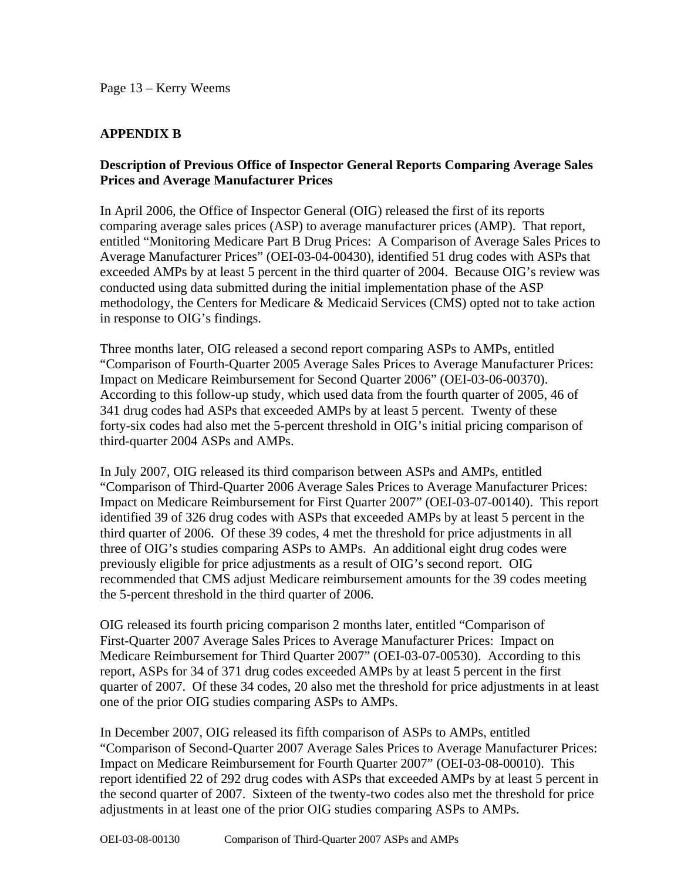## APPENDIX B

### Description of Previous Office of Inspector General Reports Comparing Average Sales Prices and Average Manufacturer Prices

In April 2006, the Office of Inspector General (OIG) released the first of its reports comparing average sales prices (ASP) to average manufacturer prices (AMP). That report, entitled "Monitoring Medicare Part B Drug Prices: A Comparison of Average Sales Prices to Average Manufacturer Prices" (OEI-03-04-00430), identified 51 drug codes with ASPs that exceeded AMPs by at least 5 percent in the third quarter of 2004. Because OIG's review was conducted using data submitted during the initial implementation phase of the ASP methodology, the Centers for Medicare & Medicaid Services (CMS) opted not to take action in response to OIG's findings.

Three months later, OIG released a second report comparing ASPs to AMPs, entitled "Comparison of Fourth-Quarter 2005 Average Sales Prices to Average Manufacturer Prices: Impact on Medicare Reimbursement for Second Quarter 2006" (OEI-03-06-00370). According to this follow-up study, which used data from the fourth quarter of 2005, 46 of 341 drug codes had ASPs that exceeded AMPs by at least 5 percent. Twenty of these forty-six codes had also met the 5-percent threshold in OIG's initial pricing comparison of third-quarter 2004 ASPs and AMPs.

In July 2007, OIG released its third comparison between ASPs and AMPs, entitled "Comparison of Third-Quarter 2006 Average Sales Prices to Average Manufacturer Prices: Impact on Medicare Reimbursement for First Quarter 2007" (OEI-03-07-00140). This report identified 39 of 326 drug codes with ASPs that exceeded AMPs by at least 5 percent in the third quarter of 2006. Of these 39 codes, 4 met the threshold for price adjustments in all three of OIG's studies comparing ASPs to AMPs. An additional eight drug codes were previously eligible for price adjustments as a result of OIG's second report. OIG recommended that CMS adjust Medicare reimbursement amounts for the 39 codes meeting the 5-percent threshold in the third quarter of 2006.

OIG released its fourth pricing comparison 2 months later, entitled "Comparison of First-Quarter 2007 Average Sales Prices to Average Manufacturer Prices: Impact on Medicare Reimbursement for Third Quarter 2007" (OEI-03-07-00530). According to this report, ASPs for 34 of 371 drug codes exceeded AMPs by at least 5 percent in the first quarter of 2007. Of these 34 codes, 20 also met the threshold for price adjustments in at least one of the prior OIG studies comparing ASPs to AMPs.

In December 2007, OIG released its fifth comparison of ASPs to AMPs, entitled "Comparison of Second-Quarter 2007 Average Sales Prices to Average Manufacturer Prices: Impact on Medicare Reimbursement for Fourth Quarter 2007" (OEI-03-08-00010). This report identified 22 of 292 drug codes with ASPs that exceeded AMPs by at least 5 percent in the second quarter of 2007. Sixteen of the twenty-two codes also met the threshold for price adjustments in at least one of the prior OIG studies comparing ASPs to AMPs.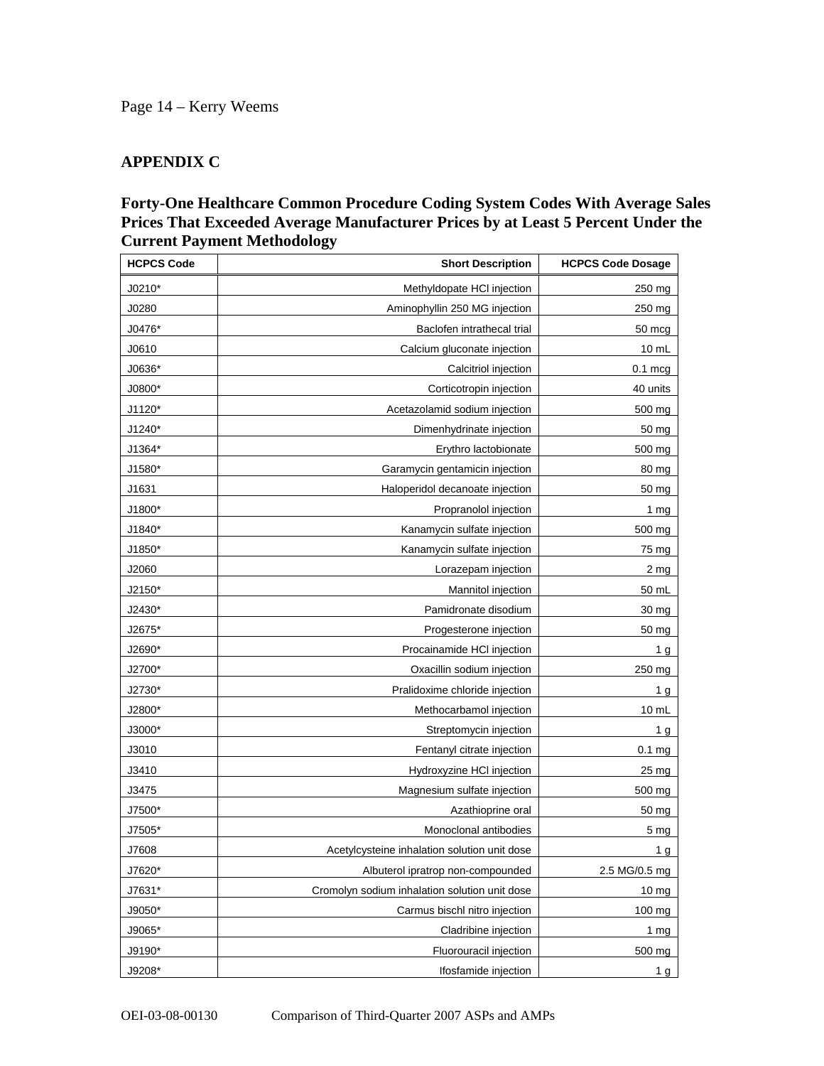## APPENDIX C

### Forty-One Healthcare Common Procedure Coding System Codes With Average Sales Prices That Exceeded Average Manufacturer Prices by at Least 5 Percent Under the Current Payment Methodology

| HCPCS Code | Short Description | HCPCS Code Dosage |
|---|---:|---:|
| J0210* | Methyldopate HCl injection | 250 mg |
| J0280 | Aminophyllin 250 MG injection | 250 mg |
| J0476* | Baclofen intrathecal trial | 50 mcg |
| J0610 | Calcium gluconate injection | 10 mL |
| J0636* | Calcitriol injection | 0.1 mcg |
| J0800* | Corticotropin injection | 40 units |
| J1120* | Acetazolamid sodium injection | 500 mg |
| J1240* | Dimenhydrinate injection | 50 mg |
| J1364* | Erythro lactobionate | 500 mg |
| J1580* | Garamycin gentamicin injection | 80 mg |
| J1631 | Haloperidol decanoate injection | 50 mg |
| J1800* | Propranolol injection | 1 mg |
| J1840* | Kanamycin sulfate injection | 500 mg |
| J1850* | Kanamycin sulfate injection | 75 mg |
| J2060 | Lorazepam injection | 2 mg |
| J2150* | Mannitol injection | 50 mL |
| J2430* | Pamidronate disodium | 30 mg |
| J2675* | Progesterone injection | 50 mg |
| J2690* | Procainamide HCl injection | 1 g |
| J2700* | Oxacillin sodium injection | 250 mg |
| J2730* | Pralidoxime chloride injection | 1 g |
| J2800* | Methocarbamol injection | 10 mL |
| J3000* | Streptomycin injection | 1 g |
| J3010 | Fentanyl citrate injection | 0.1 mg |
| J3410 | Hydroxyzine HCl injection | 25 mg |
| J3475 | Magnesium sulfate injection | 500 mg |
| J7500* | Azathioprine oral | 50 mg |
| J7505* | Monoclonal antibodies | 5 mg |
| J7608 | Acetylcysteine inhalation solution unit dose | 1 g |
| J7620* | Albuterol ipratrop non-compounded | 2.5 MG/0.5 mg |
| J7631* | Cromolyn sodium inhalation solution unit dose | 10 mg |
| J9050* | Carmus bischl nitro injection | 100 mg |
| J9065* | Cladribine injection | 1 mg |
| J9190* | Fluorouracil injection | 500 mg |
| J9208* | Ifosfamide injection | 1 g |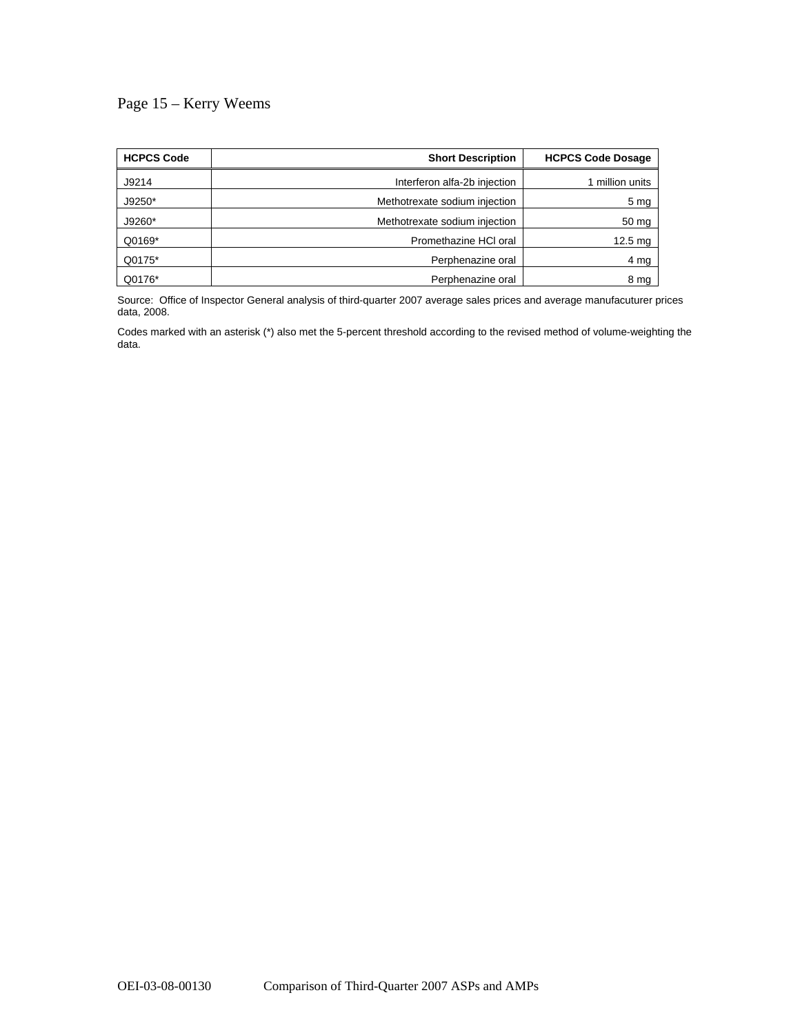| HCPCS Code | Short Description | HCPCS Code Dosage |
|---|---|---|
| J9214 | Interferon alfa-2b injection | 1 million units |
| J9250* | Methotrexate sodium injection | 5 mg |
| J9260* | Methotrexate sodium injection | 50 mg |
| Q0169* | Promethazine HCl oral | 12.5 mg |
| Q0175* | Perphenazine oral | 4 mg |
| Q0176* | Perphenazine oral | 8 mg |

Source: Office of Inspector General analysis of third-quarter 2007 average sales prices and average manufacuturer prices data, 2008.

Codes marked with an asterisk (*) also met the 5-percent threshold according to the revised method of volume-weighting the data.